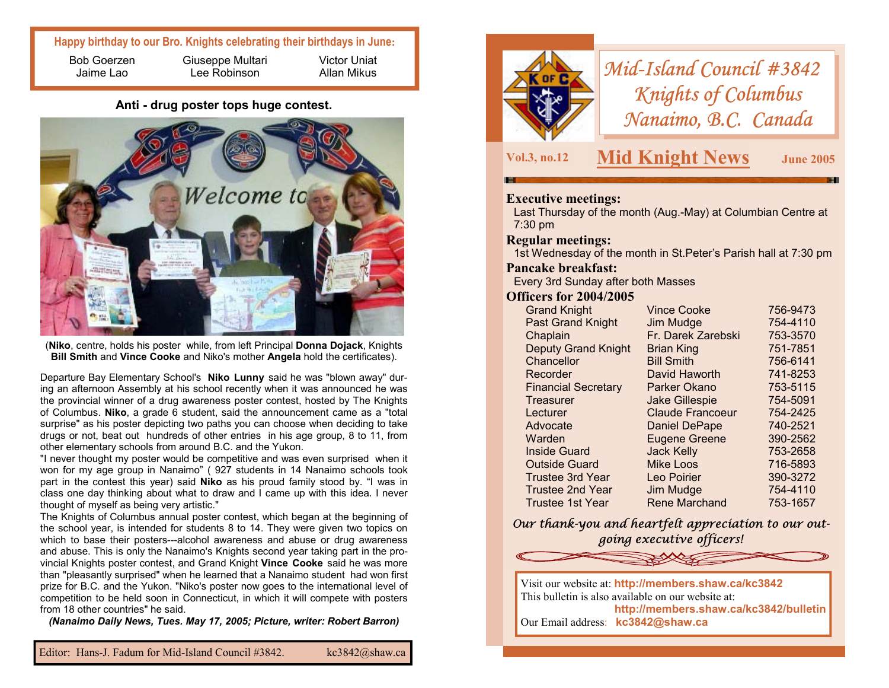**Happy birthday to our Bro. Knights celebrating their birthdays in June:**

| | | |
|---|---|---|
| Bob Goerzen | Giuseppe Multari | Victor Uniat |
| Jaime Lao | Lee Robinson | Allan Mikus |

## Anti - drug poster tops huge contest.

(**Niko**, centre, holds his poster while, from left Principal **Donna Dojack**, Knights **Bill Smith** and **Vince Cooke** and Niko's mother **Angela** hold the certificates).

Departure Bay Elementary School's **Niko Lunny** said he was "blown away" during an afternoon Assembly at his school recently when it was announced he was the provincial winner of a drug awareness poster contest, hosted by The Knights of Columbus. **Niko**, a grade 6 student, said the announcement came as a "total surprise" as his poster depicting two paths you can choose when deciding to take drugs or not, beat out hundreds of other entries in his age group, 8 to 11, from other elementary schools from around B.C. and the Yukon.

"I never thought my poster would be competitive and was even surprised when it won for my age group in Nanaimo" ( 927 students in 14 Nanaimo schools took part in the contest this year) said **Niko** as his proud family stood by. "I was in class one day thinking about what to draw and I came up with this idea. I never thought of myself as being very artistic."

The Knights of Columbus annual poster contest, which began at the beginning of the school year, is intended for students 8 to 14. They were given two topics on which to base their posters---alcohol awareness and abuse or drug awareness and abuse. This is only the Nanaimo's Knights second year taking part in the provincial Knights poster contest, and Grand Knight **Vince Cooke** said he was more than "pleasantly surprised" when he learned that a Nanaimo student had won first prize for B.C. and the Yukon. "Niko's poster now goes to the international level of competition to be held soon in Connecticut, in which it will compete with posters from 18 other countries" he said.

***(Nanaimo Daily News, Tues. May 17, 2005; Picture, writer: Robert Barron)***

Editor: Hans-J. Fadum for Mid-Island Council #3842. kc3842@shaw.ca

# Mid-Island Council #3842 Knights of Columbus Nanaimo, B.C. Canada

**Vol.3, no.12** — **Mid Knight News** — **June 2005**

### Executive meetings:
Last Thursday of the month (Aug.-May) at Columbian Centre at 7:30 pm

### Regular meetings:
1st Wednesday of the month in St.Peter's Parish hall at 7:30 pm

### Pancake breakfast:
Every 3rd Sunday after both Masses

### Officers for 2004/2005

| Office | Name | Phone |
|---|---|---|
| Grand Knight | Vince Cooke | 756-9473 |
| Past Grand Knight | Jim Mudge | 754-4110 |
| Chaplain | Fr. Darek Zarebski | 753-3570 |
| Deputy Grand Knight | Brian King | 751-7851 |
| Chancellor | Bill Smith | 756-6141 |
| Recorder | David Haworth | 741-8253 |
| Financial Secretary | Parker Okano | 753-5115 |
| Treasurer | Jake Gillespie | 754-5091 |
| Lecturer | Claude Francoeur | 754-2425 |
| Advocate | Daniel DePape | 740-2521 |
| Warden | Eugene Greene | 390-2562 |
| Inside Guard | Jack Kelly | 753-2658 |
| Outside Guard | Mike Loos | 716-5893 |
| Trustee 3rd Year | Leo Poirier | 390-3272 |
| Trustee 2nd Year | Jim Mudge | 754-4110 |
| Trustee 1st Year | Rene Marchand | 753-1657 |

*Our thank-you and heartfelt appreciation to our outgoing executive officers!*

Visit our website at: **http://members.shaw.ca/kc3842**
This bulletin is also available on our website at: **http://members.shaw.ca/kc3842/bulletin**
Our Email address: **kc3842@shaw.ca**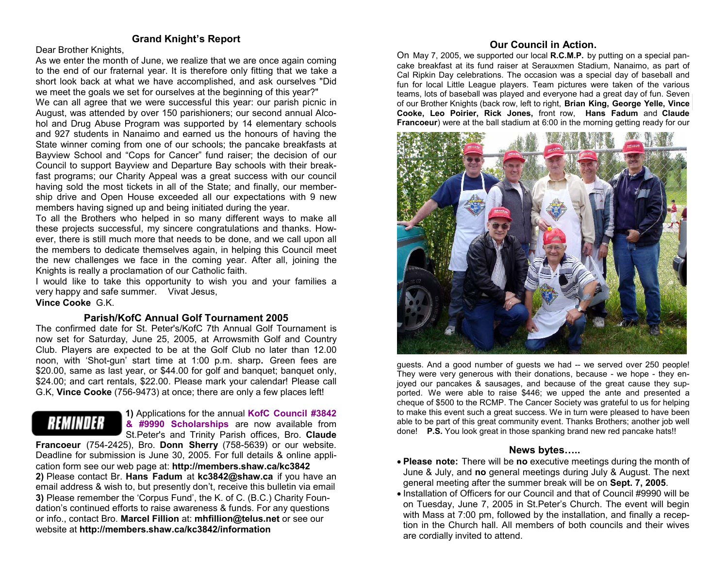## Grand Knight's Report

Dear Brother Knights,

As we enter the month of June, we realize that we are once again coming to the end of our fraternal year. It is therefore only fitting that we take a short look back at what we have accomplished, and ask ourselves "Did we meet the goals we set for ourselves at the beginning of this year?"

We can all agree that we were successful this year: our parish picnic in August, was attended by over 150 parishioners; our second annual Alcohol and Drug Abuse Program was supported by 14 elementary schools and 927 students in Nanaimo and earned us the honours of having the State winner coming from one of our schools; the pancake breakfasts at Bayview School and "Cops for Cancer" fund raiser; the decision of our Council to support Bayview and Departure Bay schools with their breakfast programs; our Charity Appeal was a great success with our council having sold the most tickets in all of the State; and finally, our membership drive and Open House exceeded all our expectations with 9 new members having signed up and being initiated during the year.

To all the Brothers who helped in so many different ways to make all these projects successful, my sincere congratulations and thanks. However, there is still much more that needs to be done, and we call upon all the members to dedicate themselves again, in helping this Council meet the new challenges we face in the coming year. After all, joining the Knights is really a proclamation of our Catholic faith.

I would like to take this opportunity to wish you and your families a very happy and safe summer.    Vivat Jesus,

**Vince Cooke** G.K.

## Parish/KofC Annual Golf Tournament 2005

The confirmed date for St. Peter's/KofC 7th Annual Golf Tournament is now set for Saturday, June 25, 2005, at Arrowsmith Golf and Country Club. Players are expected to be at the Golf Club no later than 12.00 noon, with 'Shot-gun' start time at 1:00 p.m. sharp**.** Green fees are $20.00, same as last year, or $44.00 for golf and banquet; banquet only, $24.00; and cart rentals, $22.00. Please mark your calendar! Please call G.K, **Vince Cooke** (756-9473) at once; there are only a few places left!

**REMINDER**

**1)** Applications for the annual **KofC Council #3842 & #9990 Scholarships** are now available from St.Peter's and Trinity Parish offices, Bro. **Claude Francoeur** (754-2425), Bro. **Donn Sherry** (758-5639) or our website. Deadline for submission is June 30, 2005. For full details & online application form see our web page at: **http://members.shaw.ca/kc3842**

**2)** Please contact Br. **Hans Fadum** at **kc3842@shaw.ca** if you have an email address & wish to, but presently don't, receive this bulletin via email

**3)** Please remember the 'Corpus Fund', the K. of C. (B.C.) Charity Foundation's continued efforts to raise awareness & funds. For any questions or info., contact Bro. **Marcel Fillion** at: **mhfillion@telus.net** or see our website at **http://members.shaw.ca/kc3842/information**

## Our Council in Action.

On May 7, 2005, we supported our local **R.C.M.P.** by putting on a special pancake breakfast at its fund raiser at Serauxmen Stadium, Nanaimo, as part of Cal Ripkin Day celebrations. The occasion was a special day of baseball and fun for local Little League players. Team pictures were taken of the various teams, lots of baseball was played and everyone had a great day of fun. Seven of our Brother Knights (back row, left to right, **Brian King, George Yelle, Vince Cooke, Leo Poirier, Rick Jones,** front row, **Hans Fadum** and **Claude Francoeur**) were at the ball stadium at 6:00 in the morning getting ready for our guests. And a good number of guests we had -- we served over 250 people! They were very generous with their donations, because - we hope - they enjoyed our pancakes & sausages, and because of the great cause they supported. We were able to raise $446; we upped the ante and presented a cheque of $500 to the RCMP. The Cancer Society was grateful to us for helping to make this event such a great success. We in turn were pleased to have been able to be part of this great community event. Thanks Brothers; another job well done!    **P.S.** You look great in those spanking brand new red pancake hats!!

## News bytes…..

- **Please note:** There will be **no** executive meetings during the month of June & July, and **no** general meetings during July & August. The next general meeting after the summer break will be on **Sept. 7, 2005**.
- Installation of Officers for our Council and that of Council #9990 will be on Tuesday, June 7, 2005 in St.Peter's Church. The event will begin with Mass at 7:00 pm, followed by the installation, and finally a reception in the Church hall. All members of both councils and their wives are cordially invited to attend.